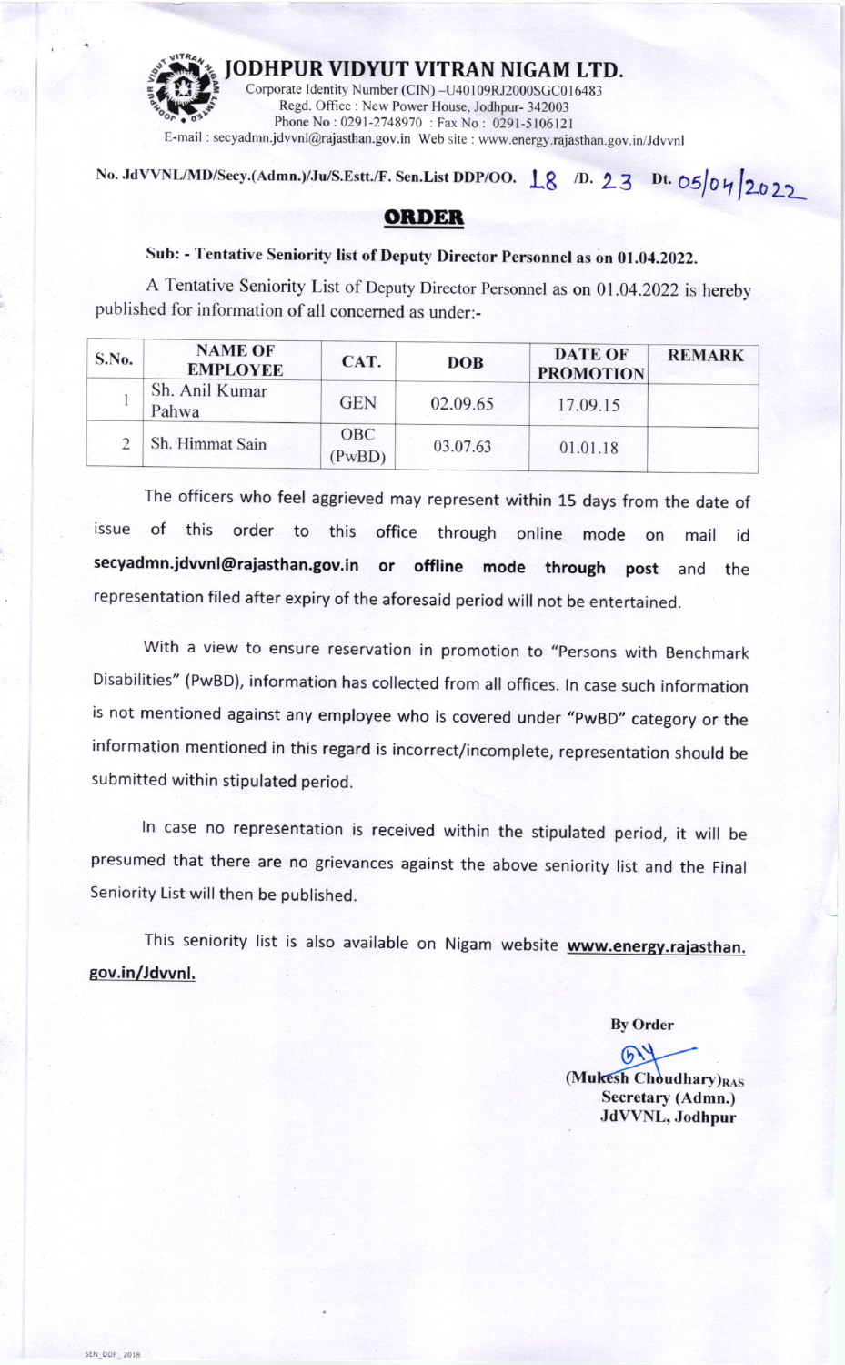# JODHPUR VIDYUT VITRAN NIGAM LTD.

Corporate Identity Number (CIN) –U40109RJ2000SGC016483
Regd. Office : New Power House, Jodhpur- 342003
Phone No : 0291-2748970 : Fax No : 0291-5106121
E-mail : secyadmn.jdvvnl@rajasthan.gov.in Web site : www.energy.rajasthan.gov.in/Jdvvnl

**No. JdVVNL/MD/Secy.(Admn.)/Ju/S.Estt./F. Sen.List DDP/OO. 18 /D. 23 Dt. 05/04/2022**

## ORDER

**Sub: - Tentative Seniority list of Deputy Director Personnel as on 01.04.2022.**

A Tentative Seniority List of Deputy Director Personnel as on 01.04.2022 is hereby published for information of all concerned as under:-

| S.No. | NAME OF EMPLOYEE | CAT. | DOB | DATE OF PROMOTION | REMARK |
|---|---|---|---|---|---|
| 1 | Sh. Anil Kumar Pahwa | GEN | 02.09.65 | 17.09.15 | |
| 2 | Sh. Himmat Sain | OBC (PwBD) | 03.07.63 | 01.01.18 | |

The officers who feel aggrieved may represent within 15 days from the date of issue of this order to this office through online mode on mail id **secyadmn.jdvvnl@rajasthan.gov.in or offline mode through post** and the representation filed after expiry of the aforesaid period will not be entertained.

With a view to ensure reservation in promotion to "Persons with Benchmark Disabilities" (PwBD), information has collected from all offices. In case such information is not mentioned against any employee who is covered under "PwBD" category or the information mentioned in this regard is incorrect/incomplete, representation should be submitted within stipulated period.

In case no representation is received within the stipulated period, it will be presumed that there are no grievances against the above seniority list and the Final Seniority List will then be published.

This seniority list is also available on Nigam website **www.energy.rajasthan.gov.in/Jdvvnl.**

**By Order**

**(Mukesh Choudhary)RAS**
**Secretary (Admn.)**
**JdVVNL, Jodhpur**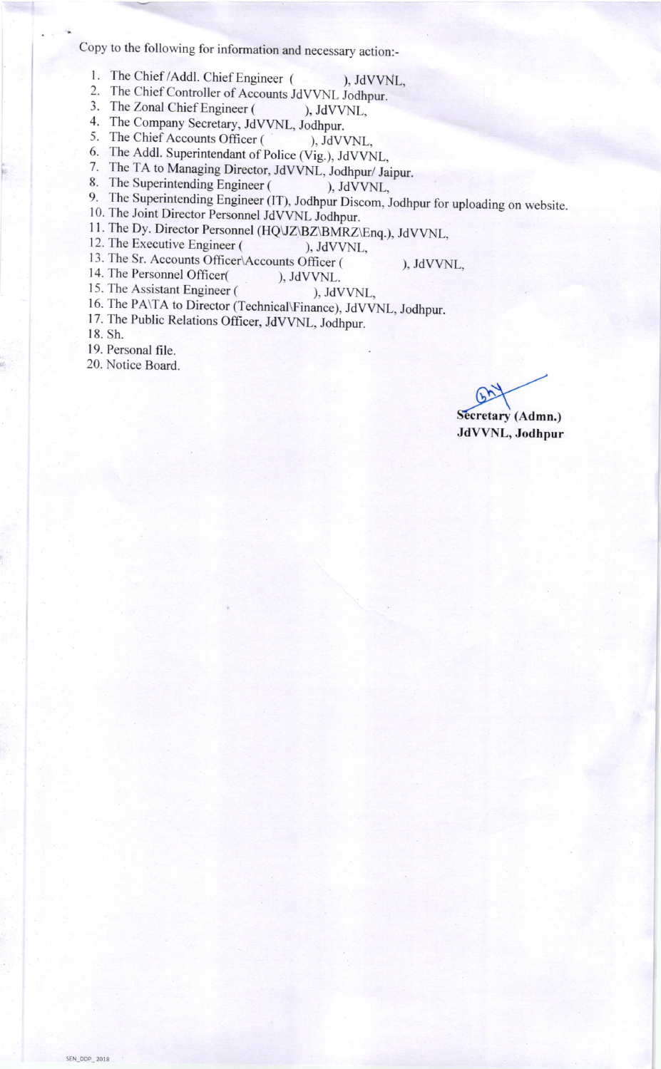Copy to the following for information and necessary action:-

1. The Chief /Addl. Chief Engineer ( ), JdVVNL,
2. The Chief Controller of Accounts JdVVNL Jodhpur.
3. The Zonal Chief Engineer ( ), JdVVNL,
4. The Company Secretary, JdVVNL, Jodhpur.
5. The Chief Accounts Officer ( ), JdVVNL,
6. The Addl. Superintendant of Police (Vig.), JdVVNL,
7. The TA to Managing Director, JdVVNL, Jodhpur/ Jaipur.
8. The Superintending Engineer ( ), JdVVNL,
9. The Superintending Engineer (IT), Jodhpur Discom, Jodhpur for uploading on website.
10. The Joint Director Personnel JdVVNL Jodhpur.
11. The Dy. Director Personnel (HQ\JZ\BZ\BMRZ\Enq.), JdVVNL,
12. The Executive Engineer ( ), JdVVNL,
13. The Sr. Accounts Officer\Accounts Officer ( ), JdVVNL,
14. The Personnel Officer( ), JdVVNL.
15. The Assistant Engineer ( ), JdVVNL,
16. The PA\TA to Director (Technical\Finance), JdVVNL, Jodhpur.
17. The Public Relations Officer, JdVVNL, Jodhpur.
18. Sh.
19. Personal file.
20. Notice Board.

**Secretary (Admn.)**
**JdVVNL, Jodhpur**